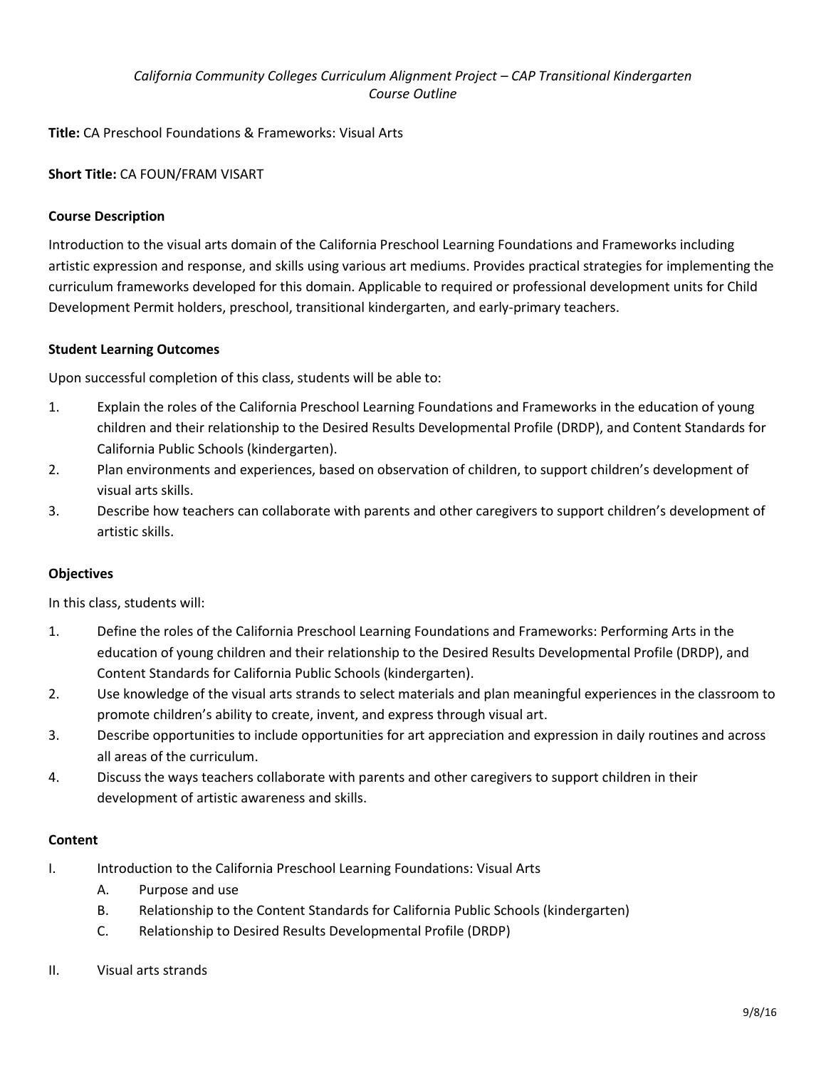*California Community Colleges Curriculum Alignment Project – CAP Transitional Kindergarten*
*Course Outline*

**Title:** CA Preschool Foundations & Frameworks: Visual Arts

**Short Title:** CA FOUN/FRAM VISART

### Course Description

Introduction to the visual arts domain of the California Preschool Learning Foundations and Frameworks including artistic expression and response, and skills using various art mediums. Provides practical strategies for implementing the curriculum frameworks developed for this domain. Applicable to required or professional development units for Child Development Permit holders, preschool, transitional kindergarten, and early-primary teachers.

### Student Learning Outcomes

Upon successful completion of this class, students will be able to:

1. Explain the roles of the California Preschool Learning Foundations and Frameworks in the education of young children and their relationship to the Desired Results Developmental Profile (DRDP), and Content Standards for California Public Schools (kindergarten).
2. Plan environments and experiences, based on observation of children, to support children's development of visual arts skills.
3. Describe how teachers can collaborate with parents and other caregivers to support children's development of artistic skills.

### Objectives

In this class, students will:

1. Define the roles of the California Preschool Learning Foundations and Frameworks: Performing Arts in the education of young children and their relationship to the Desired Results Developmental Profile (DRDP), and Content Standards for California Public Schools (kindergarten).
2. Use knowledge of the visual arts strands to select materials and plan meaningful experiences in the classroom to promote children's ability to create, invent, and express through visual art.
3. Describe opportunities to include opportunities for art appreciation and expression in daily routines and across all areas of the curriculum.
4. Discuss the ways teachers collaborate with parents and other caregivers to support children in their development of artistic awareness and skills.

### Content

I. Introduction to the California Preschool Learning Foundations: Visual Arts
   A. Purpose and use
   B. Relationship to the Content Standards for California Public Schools (kindergarten)
   C. Relationship to Desired Results Developmental Profile (DRDP)

II. Visual arts strands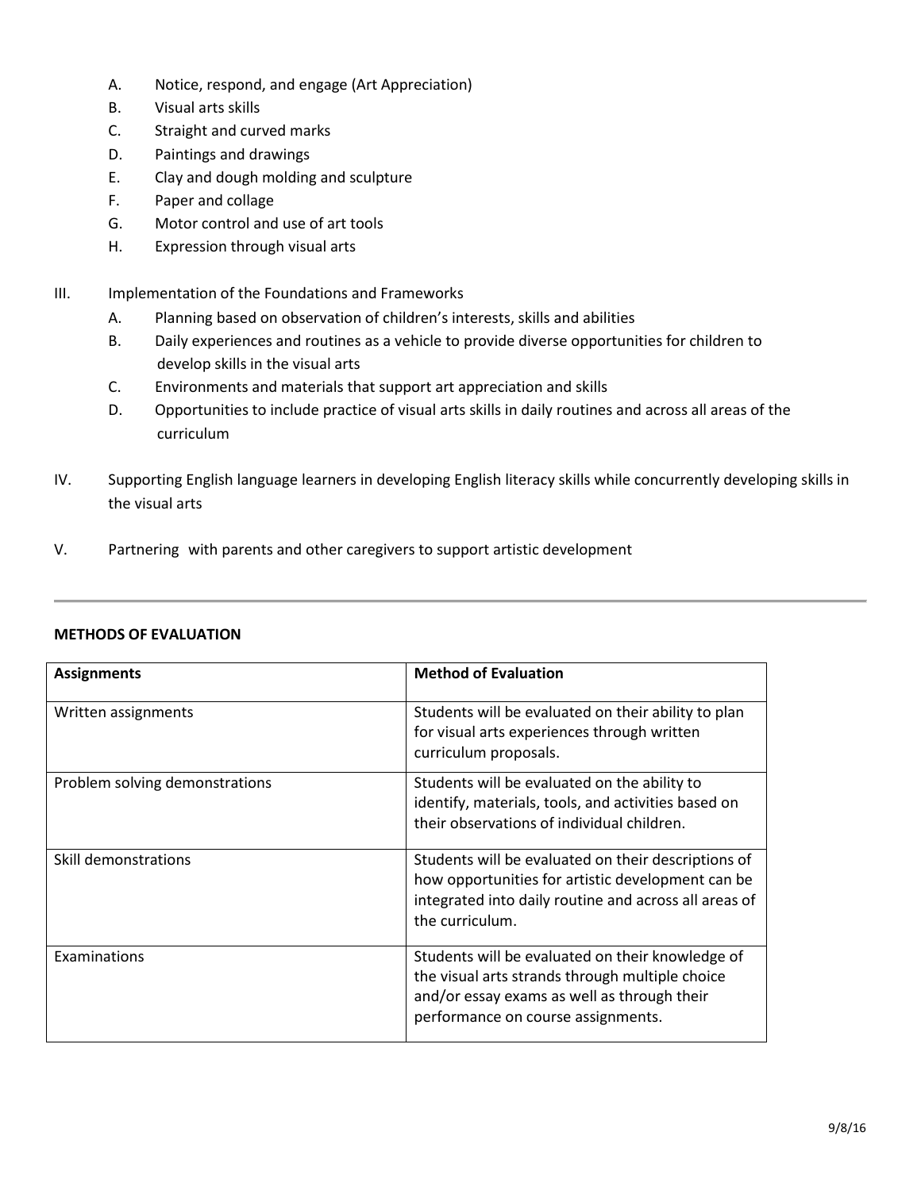A. Notice, respond, and engage (Art Appreciation)
B. Visual arts skills
C. Straight and curved marks
D. Paintings and drawings
E. Clay and dough molding and sculpture
F. Paper and collage
G. Motor control and use of art tools
H. Expression through visual arts

III. Implementation of the Foundations and Frameworks
   A. Planning based on observation of children's interests, skills and abilities
   B. Daily experiences and routines as a vehicle to provide diverse opportunities for children to develop skills in the visual arts
   C. Environments and materials that support art appreciation and skills
   D. Opportunities to include practice of visual arts skills in daily routines and across all areas of the curriculum

IV. Supporting English language learners in developing English literacy skills while concurrently developing skills in the visual arts

V. Partnering with parents and other caregivers to support artistic development

---

**METHODS OF EVALUATION**

| **Assignments** | **Method of Evaluation** |
|---|---|
| Written assignments | Students will be evaluated on their ability to plan for visual arts experiences through written curriculum proposals. |
| Problem solving demonstrations | Students will be evaluated on the ability to identify, materials, tools, and activities based on their observations of individual children. |
| Skill demonstrations | Students will be evaluated on their descriptions of how opportunities for artistic development can be integrated into daily routine and across all areas of the curriculum. |
| Examinations | Students will be evaluated on their knowledge of the visual arts strands through multiple choice and/or essay exams as well as through their performance on course assignments. |

9/8/16